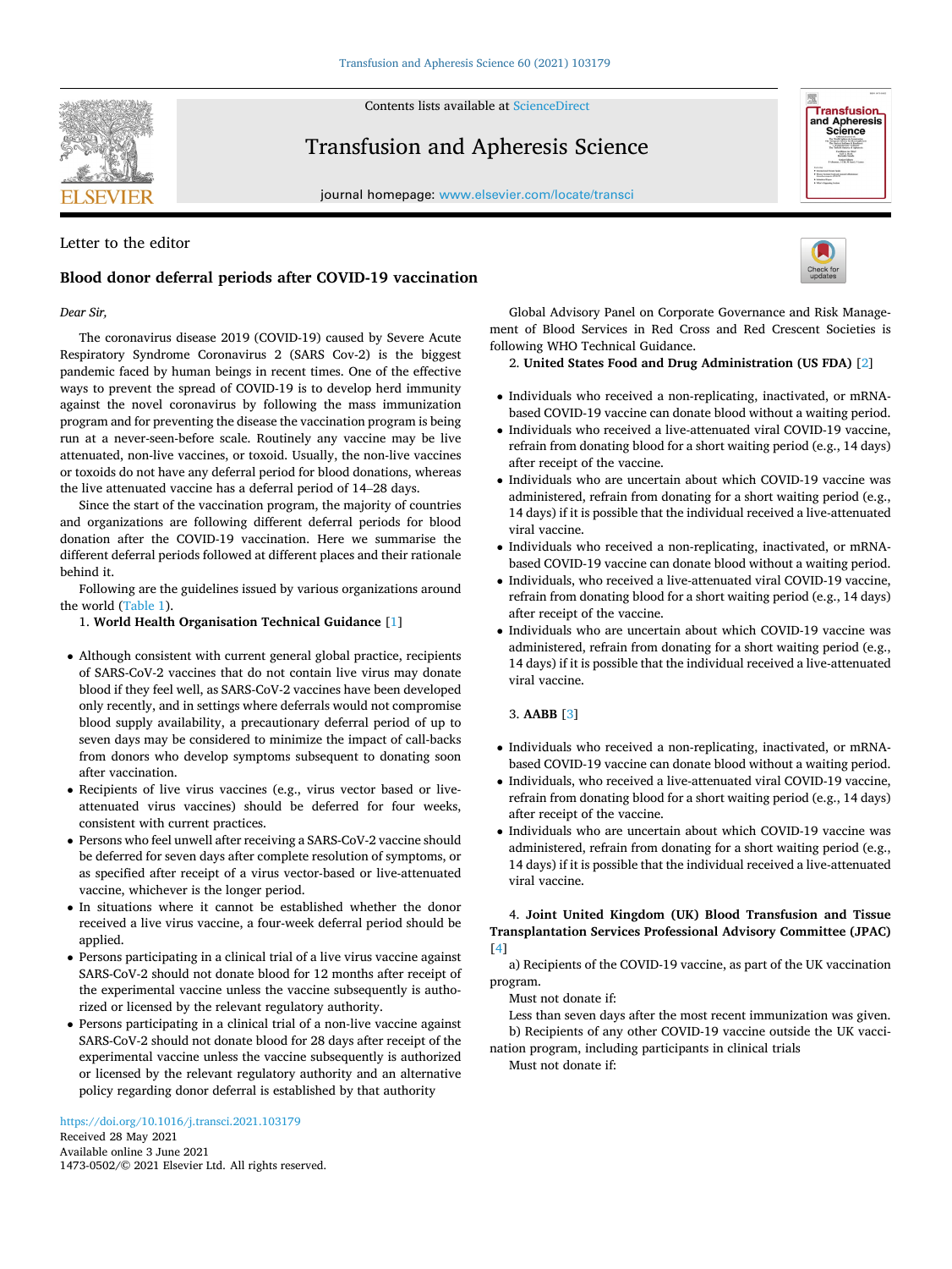Letter to the editor

# Blood donor deferral periods after COVID-19 vaccination

*Dear Sir,*

The coronavirus disease 2019 (COVID-19) caused by Severe Acute Respiratory Syndrome Coronavirus 2 (SARS Cov-2) is the biggest pandemic faced by human beings in recent times. One of the effective ways to prevent the spread of COVID-19 is to develop herd immunity against the novel coronavirus by following the mass immunization program and for preventing the disease the vaccination program is being run at a never-seen-before scale. Routinely any vaccine may be live attenuated, non-live vaccines, or toxoid. Usually, the non-live vaccines or toxoids do not have any deferral period for blood donations, whereas the live attenuated vaccine has a deferral period of 14–28 days.

Since the start of the vaccination program, the majority of countries and organizations are following different deferral periods for blood donation after the COVID-19 vaccination. Here we summarise the different deferral periods followed at different places and their rationale behind it.

Following are the guidelines issued by various organizations around the world (Table 1).

1. **World Health Organisation Technical Guidance** [1]

- Although consistent with current general global practice, recipients of SARS-CoV-2 vaccines that do not contain live virus may donate blood if they feel well, as SARS-CoV-2 vaccines have been developed only recently, and in settings where deferrals would not compromise blood supply availability, a precautionary deferral period of up to seven days may be considered to minimize the impact of call-backs from donors who develop symptoms subsequent to donating soon after vaccination.
- Recipients of live virus vaccines (e.g., virus vector based or live-attenuated virus vaccines) should be deferred for four weeks, consistent with current practices.
- Persons who feel unwell after receiving a SARS-CoV-2 vaccine should be deferred for seven days after complete resolution of symptoms, or as specified after receipt of a virus vector-based or live-attenuated vaccine, whichever is the longer period.
- In situations where it cannot be established whether the donor received a live virus vaccine, a four-week deferral period should be applied.
- Persons participating in a clinical trial of a live virus vaccine against SARS-CoV-2 should not donate blood for 12 months after receipt of the experimental vaccine unless the vaccine subsequently is authorized or licensed by the relevant regulatory authority.
- Persons participating in a clinical trial of a non-live vaccine against SARS-CoV-2 should not donate blood for 28 days after receipt of the experimental vaccine unless the vaccine subsequently is authorized or licensed by the relevant regulatory authority and an alternative policy regarding donor deferral is established by that authority

Global Advisory Panel on Corporate Governance and Risk Management of Blood Services in Red Cross and Red Crescent Societies is following WHO Technical Guidance.

2. **United States Food and Drug Administration (US FDA)** [2]

- Individuals who received a non-replicating, inactivated, or mRNA-based COVID-19 vaccine can donate blood without a waiting period.
- Individuals who received a live-attenuated viral COVID-19 vaccine, refrain from donating blood for a short waiting period (e.g., 14 days) after receipt of the vaccine.
- Individuals who are uncertain about which COVID-19 vaccine was administered, refrain from donating for a short waiting period (e.g., 14 days) if it is possible that the individual received a live-attenuated viral vaccine.
- Individuals who received a non-replicating, inactivated, or mRNA-based COVID-19 vaccine can donate blood without a waiting period.
- Individuals, who received a live-attenuated viral COVID-19 vaccine, refrain from donating blood for a short waiting period (e.g., 14 days) after receipt of the vaccine.
- Individuals who are uncertain about which COVID-19 vaccine was administered, refrain from donating for a short waiting period (e.g., 14 days) if it is possible that the individual received a live-attenuated viral vaccine.

3. **AABB** [3]

- Individuals who received a non-replicating, inactivated, or mRNA-based COVID-19 vaccine can donate blood without a waiting period.
- Individuals, who received a live-attenuated viral COVID-19 vaccine, refrain from donating blood for a short waiting period (e.g., 14 days) after receipt of the vaccine.
- Individuals who are uncertain about which COVID-19 vaccine was administered, refrain from donating for a short waiting period (e.g., 14 days) if it is possible that the individual received a live-attenuated viral vaccine.

4. **Joint United Kingdom (UK) Blood Transfusion and Tissue Transplantation Services Professional Advisory Committee (JPAC)** [4]

a) Recipients of the COVID-19 vaccine, as part of the UK vaccination program.

Must not donate if:

Less than seven days after the most recent immunization was given.

b) Recipients of any other COVID-19 vaccine outside the UK vaccination program, including participants in clinical trials

Must not donate if:

https://doi.org/10.1016/j.transci.2021.103179
Received 28 May 2021
Available online 3 June 2021
1473-0502/© 2021 Elsevier Ltd. All rights reserved.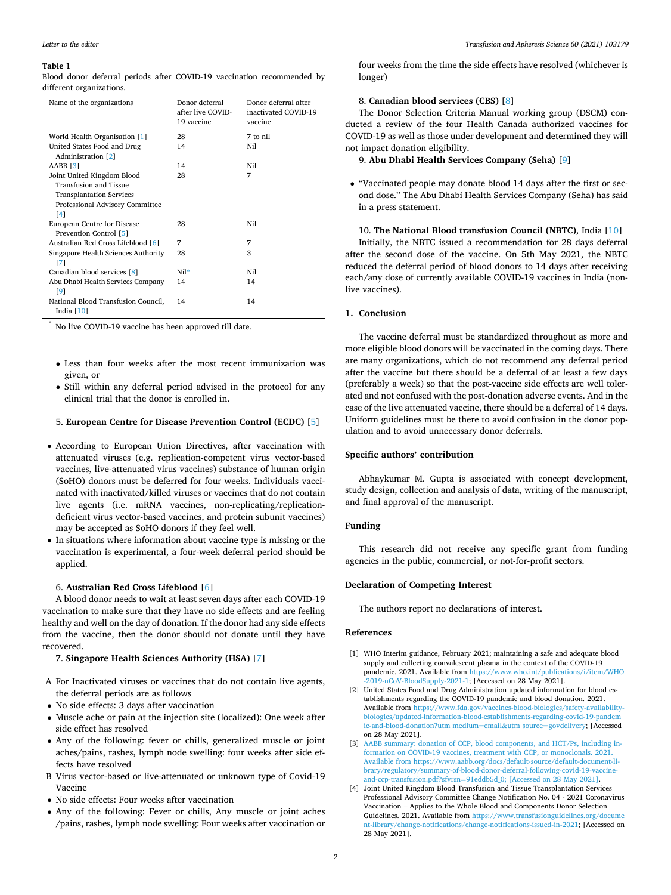**Table 1**
Blood donor deferral periods after COVID-19 vaccination recommended by different organizations.

| Name of the organizations | Donor deferral after live COVID-19 vaccine | Donor deferral after inactivated COVID-19 vaccine |
|---|---|---|
| World Health Organisation [1] | 28 | 7 to nil |
| United States Food and Drug Administration [2] | 14 | Nil |
| AABB [3] | 14 | Nil |
| Joint United Kingdom Blood Transfusion and Tissue Transplantation Services Professional Advisory Committee [4] | 28 | 7 |
| European Centre for Disease Prevention Control [5] | 28 | Nil |
| Australian Red Cross Lifeblood [6] | 7 | 7 |
| Singapore Health Sciences Authority [7] | 28 | 3 |
| Canadian blood services [8] | Nil* | Nil |
| Abu Dhabi Health Services Company [9] | 14 | 14 |
| National Blood Transfusion Council, India [10] | 14 | 14 |

* No live COVID-19 vaccine has been approved till date.

- Less than four weeks after the most recent immunization was given, or
- Still within any deferral period advised in the protocol for any clinical trial that the donor is enrolled in.

5. **European Centre for Disease Prevention Control (ECDC)** [5]

- According to European Union Directives, after vaccination with attenuated viruses (e.g. replication-competent virus vector-based vaccines, live-attenuated virus vaccines) substance of human origin (SoHO) donors must be deferred for four weeks. Individuals vaccinated with inactivated/killed viruses or vaccines that do not contain live agents (i.e. mRNA vaccines, non-replicating/replication-deficient virus vector-based vaccines, and protein subunit vaccines) may be accepted as SoHO donors if they feel well.
- In situations where information about vaccine type is missing or the vaccination is experimental, a four-week deferral period should be applied.

6. **Australian Red Cross Lifeblood** [6]

A blood donor needs to wait at least seven days after each COVID-19 vaccination to make sure that they have no side effects and are feeling healthy and well on the day of donation. If the donor had any side effects from the vaccine, then the donor should not donate until they have recovered.

7. **Singapore Health Sciences Authority (HSA)** [7]

A For Inactivated viruses or vaccines that do not contain live agents, the deferral periods are as follows

- No side effects: 3 days after vaccination
- Muscle ache or pain at the injection site (localized): One week after side effect has resolved
- Any of the following: fever or chills, generalized muscle or joint aches/pains, rashes, lymph node swelling: four weeks after side effects have resolved

B Virus vector-based or live-attenuated or unknown type of Covid-19 Vaccine

- No side effects: Four weeks after vaccination
- Any of the following: Fever or chills, Any muscle or joint aches /pains, rashes, lymph node swelling: Four weeks after vaccination or four weeks from the time the side effects have resolved (whichever is longer)

8. **Canadian blood services (CBS)** [8]

The Donor Selection Criteria Manual working group (DSCM) conducted a review of the four Health Canada authorized vaccines for COVID-19 as well as those under development and determined they will not impact donation eligibility.

9. **Abu Dhabi Health Services Company (Seha)** [9]

- "Vaccinated people may donate blood 14 days after the first or second dose." The Abu Dhabi Health Services Company (Seha) has said in a press statement.

10. **The National Blood transfusion Council (NBTC)**, India [10]

Initially, the NBTC issued a recommendation for 28 days deferral after the second dose of the vaccine. On 5th May 2021, the NBTC reduced the deferral period of blood donors to 14 days after receiving each/any dose of currently available COVID-19 vaccines in India (non-live vaccines).

## 1. Conclusion

The vaccine deferral must be standardized throughout as more and more eligible blood donors will be vaccinated in the coming days. There are many organizations, which do not recommend any deferral period after the vaccine but there should be a deferral of at least a few days (preferably a week) so that the post-vaccine side effects are well tolerated and not confused with the post-donation adverse events. And in the case of the live attenuated vaccine, there should be a deferral of 14 days. Uniform guidelines must be there to avoid confusion in the donor population and to avoid unnecessary donor deferrals.

## Specific authors' contribution

Abhaykumar M. Gupta is associated with concept development, study design, collection and analysis of data, writing of the manuscript, and final approval of the manuscript.

## Funding

This research did not receive any specific grant from funding agencies in the public, commercial, or not-for-profit sectors.

## Declaration of Competing Interest

The authors report no declarations of interest.

## References

[1] WHO Interim guidance, February 2021; maintaining a safe and adequate blood supply and collecting convalescent plasma in the context of the COVID-19 pandemic. 2021. Available from https://www.who.int/publications/i/item/WHO-2019-nCoV-BloodSupply-2021-1; [Accessed on 28 May 2021].

[2] United States Food and Drug Administration updated information for blood establishments regarding the COVID-19 pandemic and blood donation. 2021. Available from https://www.fda.gov/vaccines-blood-biologics/safety-availability-biologics/updated-information-blood-establishments-regarding-covid-19-pandemic-and-blood-donation?utm_medium=email&utm_source=govdelivery; [Accessed on 28 May 2021].

[3] AABB summary: donation of CCP, blood components, and HCT/Ps, including information on COVID-19 vaccines, treatment with CCP, or monoclonals. 2021. Available from https://www.aabb.org/docs/default-source/default-document-library/regulatory/summary-of-blood-donor-deferral-following-covid-19-vaccine-and-ccp-transfusion.pdf?sfvrsn=91eddb5d_0; [Accessed on 28 May 2021].

[4] Joint United Kingdom Blood Transfusion and Tissue Transplantation Services Professional Advisory Committee Change Notification No. 04 - 2021 Coronavirus Vaccination – Applies to the Whole Blood and Components Donor Selection Guidelines. 2021. Available from https://www.transfusionguidelines.org/document-library/change-notifications/change-notifications-issued-in-2021; [Accessed on 28 May 2021].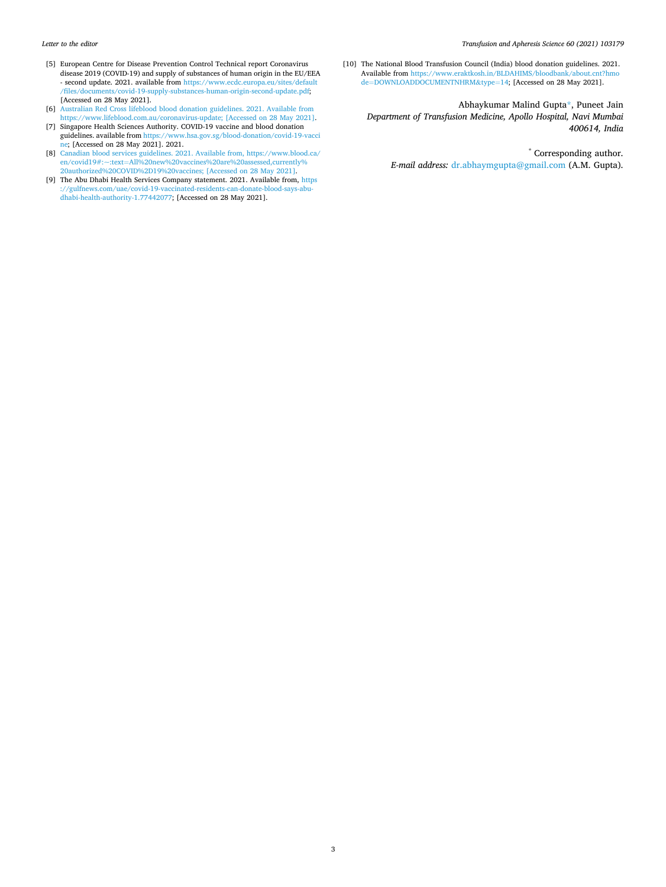[5] European Centre for Disease Prevention Control Technical report Coronavirus disease 2019 (COVID-19) and supply of substances of human origin in the EU/EEA - second update. 2021. available from https://www.ecdc.europa.eu/sites/default/files/documents/covid-19-supply-substances-human-origin-second-update.pdf; [Accessed on 28 May 2021].

[6] Australian Red Cross lifeblood blood donation guidelines. 2021. Available from https://www.lifeblood.com.au/coronavirus-update; [Accessed on 28 May 2021].

[7] Singapore Health Sciences Authority. COVID-19 vaccine and blood donation guidelines. available from https://www.hsa.gov.sg/blood-donation/covid-19-vaccine; [Accessed on 28 May 2021]. 2021.

[8] Canadian blood services guidelines. 2021. Available from, https://www.blood.ca/en/covid19#:~:text=All%20new%20vaccines%20are%20assessed,currently%20authorized%20COVID%2D19%20vaccines; [Accessed on 28 May 2021].

[9] The Abu Dhabi Health Services Company statement. 2021. Available from, https://gulfnews.com/uae/covid-19-vaccinated-residents-can-donate-blood-says-abu-dhabi-health-authority-1.77442077; [Accessed on 28 May 2021].

[10] The National Blood Transfusion Council (India) blood donation guidelines. 2021. Available from https://www.eraktkosh.in/BLDAHIMS/bloodbank/about.cnt?hmode=DOWNLOADDOCUMENTNHRM&type=14; [Accessed on 28 May 2021].

Abhaykumar Malind Gupta*, Puneet Jain

*Department of Transfusion Medicine, Apollo Hospital, Navi Mumbai 400614, India*

* Corresponding author.

*E-mail address:* dr.abhaymgupta@gmail.com (A.M. Gupta).